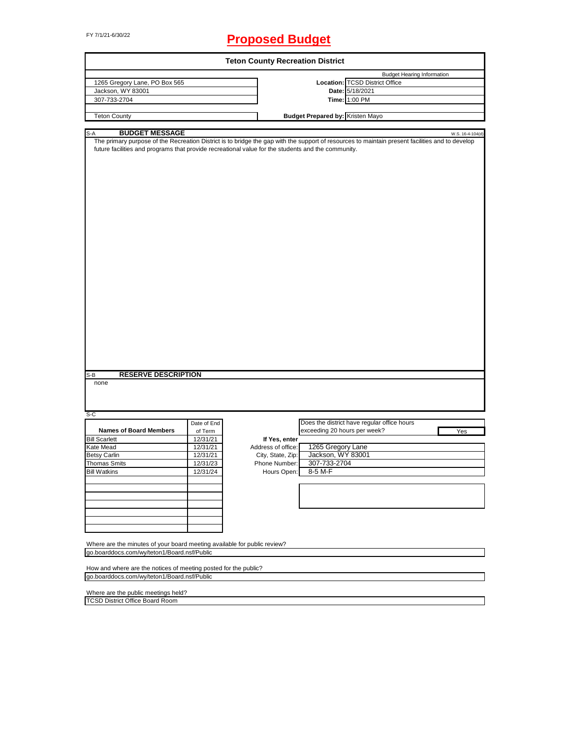FY 7/1/21-6/30/22

# Proposed Budget

## Teton County Recreation District

| | | |
|---|---|---|
| 1265 Gregory Lane, PO Box 565 | | Budget Hearing Information |
| Jackson, WY 83001 | **Location:** | TCSD District Office |
| 307-733-2704 | **Date:** | 5/18/2021 |
| | **Time:** | 1:00 PM |
| Teton County | **Budget Prepared by:** | Kristen Mayo |

S-A **BUDGET MESSAGE** W.S. 16-4-104(d)

The primary purpose of the Recreation District is to bridge the gap with the support of resources to maintain present facilities and to develop future facilities and programs that provide recreational value for the students and the community.

S-B **RESERVE DESCRIPTION**

none

S-C

| Names of Board Members | Date of End of Term |
|---|---|
| Bill Scarlett | 12/31/21 |
| Kate Mead | 12/31/21 |
| Betsy Carlin | 12/31/21 |
| Thomas Smits | 12/31/23 |
| Bill Watkins | 12/31/24 |

Does the district have regular office hours exceeding 20 hours per week? Yes

**If Yes, enter**

| | |
|---|---|
| Address of office: | 1265 Gregory Lane |
| City, State, Zip: | Jackson, WY 83001 |
| Phone Number: | 307-733-2704 |
| Hours Open: | 8-5 M-F |

Where are the minutes of your board meeting available for public review?
go.boarddocs.com/wy/teton1/Board.nsf/Public

How and where are the notices of meeting posted for the public?
go.boarddocs.com/wy/teton1/Board.nsf/Public

Where are the public meetings held?
TCSD District Office Board Room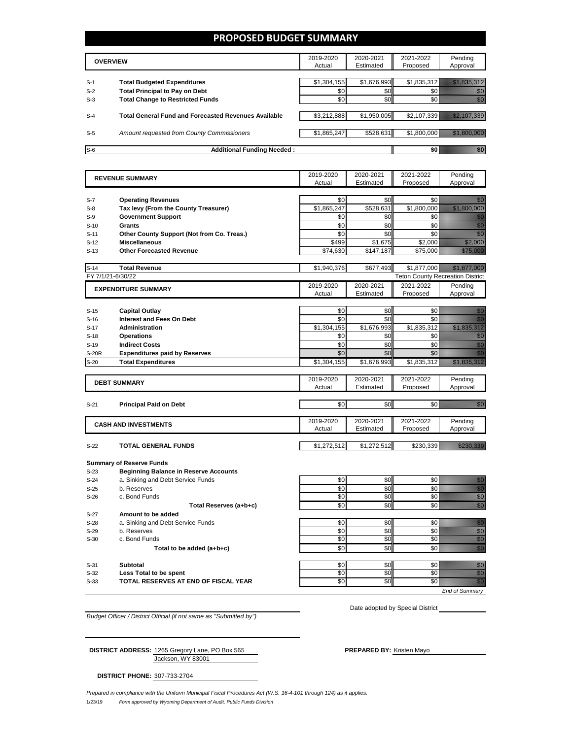# PROPOSED BUDGET SUMMARY

| | OVERVIEW | 2019-2020 Actual | 2020-2021 Estimated | 2021-2022 Proposed | Pending Approval |
|---|---|---|---|---|---|
| S-1 | **Total Budgeted Expenditures** | $1,304,155 | $1,676,993 | $1,835,312 | $1,835,312 |
| S-2 | **Total Principal to Pay on Debt** | $0 | $0 | $0 | $0 |
| S-3 | **Total Change to Restricted Funds** | $0 | $0 | $0 | $0 |
| S-4 | **Total General Fund and Forecasted Revenues Available** | $3,212,888 | $1,950,005 | $2,107,339 | $2,107,339 |
| S-5 | *Amount requested from County Commissioners* | $1,865,247 | $528,631 | $1,800,000 | $1,800,000 |
| S-6 | **Additional Funding Needed :** | | | $0 | $0 |

| | REVENUE SUMMARY | 2019-2020 Actual | 2020-2021 Estimated | 2021-2022 Proposed | Pending Approval |
|---|---|---|---|---|---|
| S-7 | **Operating Revenues** | $0 | $0 | $0 | $0 |
| S-8 | **Tax levy (From the County Treasurer)** | $1,865,247 | $528,631 | $1,800,000 | $1,800,000 |
| S-9 | **Government Support** | $0 | $0 | $0 | $0 |
| S-10 | **Grants** | $0 | $0 | $0 | $0 |
| S-11 | **Other County Support (Not from Co. Treas.)** | $0 | $0 | $0 | $0 |
| S-12 | **Miscellaneous** | $499 | $1,675 | $2,000 | $2,000 |
| S-13 | **Other Forecasted Revenue** | $74,630 | $147,187 | $75,000 | $75,000 |
| S-14 | **Total Revenue** | $1,940,376 | $677,493 | $1,877,000 | $1,877,000 |

FY 7/1/21-6/30/22 — Teton County Recreation District

| | EXPENDITURE SUMMARY | 2019-2020 Actual | 2020-2021 Estimated | 2021-2022 Proposed | Pending Approval |
|---|---|---|---|---|---|
| S-15 | **Capital Outlay** | $0 | $0 | $0 | $0 |
| S-16 | **Interest and Fees On Debt** | $0 | $0 | $0 | $0 |
| S-17 | **Administration** | $1,304,155 | $1,676,993 | $1,835,312 | $1,835,312 |
| S-18 | **Operations** | $0 | $0 | $0 | $0 |
| S-19 | **Indirect Costs** | $0 | $0 | $0 | $0 |
| S-20R | **Expenditures paid by Reserves** | $0 | $0 | $0 | $0 |
| S-20 | **Total Expenditures** | $1,304,155 | $1,676,993 | $1,835,312 | $1,835,312 |

| | DEBT SUMMARY | 2019-2020 Actual | 2020-2021 Estimated | 2021-2022 Proposed | Pending Approval |
|---|---|---|---|---|---|
| S-21 | **Principal Paid on Debt** | $0 | $0 | $0 | $0 |

| | CASH AND INVESTMENTS | 2019-2020 Actual | 2020-2021 Estimated | 2021-2022 Proposed | Pending Approval |
|---|---|---|---|---|---|
| S-22 | **TOTAL GENERAL FUNDS** | $1,272,512 | $1,272,512 | $230,339 | $230,339 |
| | **Summary of Reserve Funds** | | | | |
| S-23 | **Beginning Balance in Reserve Accounts** | | | | |
| S-24 | a. Sinking and Debt Service Funds | $0 | $0 | $0 | $0 |
| S-25 | b. Reserves | $0 | $0 | $0 | $0 |
| S-26 | c. Bond Funds | $0 | $0 | $0 | $0 |
| | **Total Reserves (a+b+c)** | $0 | $0 | $0 | $0 |
| S-27 | **Amount to be added** | | | | |
| S-28 | a. Sinking and Debt Service Funds | $0 | $0 | $0 | $0 |
| S-29 | b. Reserves | $0 | $0 | $0 | $0 |
| S-30 | c. Bond Funds | $0 | $0 | $0 | $0 |
| | **Total to be added (a+b+c)** | $0 | $0 | $0 | $0 |
| S-31 | **Subtotal** | $0 | $0 | $0 | $0 |
| S-32 | **Less Total to be spent** | $0 | $0 | $0 | $0 |
| S-33 | **TOTAL RESERVES AT END OF FISCAL YEAR** | $0 | $0 | $0 | $0 |

*End of Summary*

*Budget Officer / District Official (if not same as "Submitted by")*

Date adopted by Special District

**DISTRICT ADDRESS:** 1265 Gregory Lane, PO Box 565
Jackson, WY 83001

**PREPARED BY:** Kristen Mayo

**DISTRICT PHONE:** 307-733-2704

*Prepared in compliance with the Uniform Municipal Fiscal Procedures Act (W.S. 16-4-101 through 124) as it applies.*

1/23/19 *Form approved by Wyoming Department of Audit, Public Funds Division*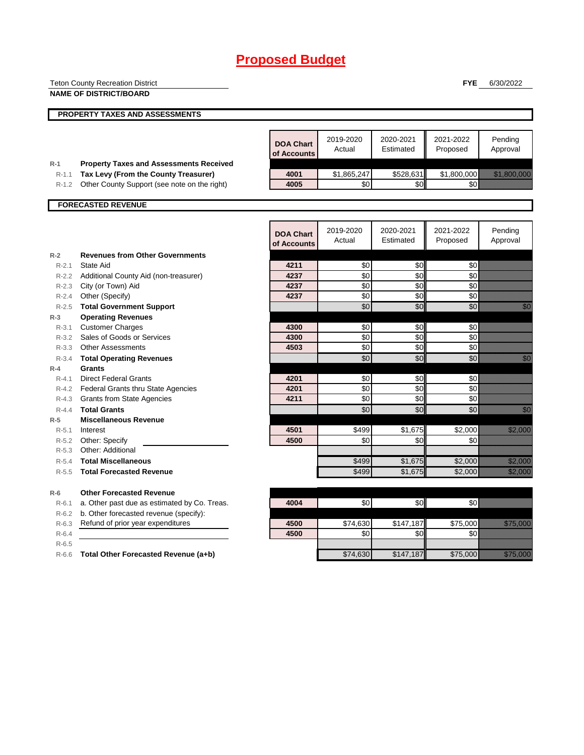# Proposed Budget

Teton County Recreation District

**NAME OF DISTRICT/BOARD**

**FYE** 6/30/2022

## PROPERTY TAXES AND ASSESSMENTS

| | | DOA Chart of Accounts | 2019-2020 Actual | 2020-2021 Estimated | 2021-2022 Proposed | Pending Approval |
|---|---|---|---|---|---|---|
| R-1 | **Property Taxes and Assessments Received** | | | | | |
| R-1.1 | **Tax Levy (From the County Treasurer)** | 4001 | $1,865,247 | $528,631 | $1,800,000 | $1,800,000 |
| R-1.2 | Other County Support (see note on the right) | 4005 | $0 | $0 | $0 | |

## FORECASTED REVENUE

| | | DOA Chart of Accounts | 2019-2020 Actual | 2020-2021 Estimated | 2021-2022 Proposed | Pending Approval |
|---|---|---|---|---|---|---|
| R-2 | **Revenues from Other Governments** | | | | | |
| R-2.1 | State Aid | 4211 | $0 | $0 | $0 | |
| R-2.2 | Additional County Aid (non-treasurer) | 4237 | $0 | $0 | $0 | |
| R-2.3 | City (or Town) Aid | 4237 | $0 | $0 | $0 | |
| R-2.4 | Other (Specify) | 4237 | $0 | $0 | $0 | |
| R-2.5 | **Total Government Support** | | $0 | $0 | $0 | $0 |
| R-3 | **Operating Revenues** | | | | | |
| R-3.1 | Customer Charges | 4300 | $0 | $0 | $0 | |
| R-3.2 | Sales of Goods or Services | 4300 | $0 | $0 | $0 | |
| R-3.3 | Other Assessments | 4503 | $0 | $0 | $0 | |
| R-3.4 | **Total Operating Revenues** | | $0 | $0 | $0 | $0 |
| R-4 | **Grants** | | | | | |
| R-4.1 | Direct Federal Grants | 4201 | $0 | $0 | $0 | |
| R-4.2 | Federal Grants thru State Agencies | 4201 | $0 | $0 | $0 | |
| R-4.3 | Grants from State Agencies | 4211 | $0 | $0 | $0 | |
| R-4.4 | **Total Grants** | | $0 | $0 | $0 | $0 |
| R-5 | **Miscellaneous Revenue** | | | | | |
| R-5.1 | Interest | 4501 | $499 | $1,675 | $2,000 | $2,000 |
| R-5.2 | Other: Specify | 4500 | $0 | $0 | $0 | |
| R-5.3 | Other: Additional | | | | | |
| R-5.4 | **Total Miscellaneous** | | $499 | $1,675 | $2,000 | $2,000 |
| R-5.5 | **Total Forecasted Revenue** | | $499 | $1,675 | $2,000 | $2,000 |
| R-6 | **Other Forecasted Revenue** | | | | | |
| R-6.1 | a. Other past due as estimated by Co. Treas. | 4004 | $0 | $0 | $0 | |
| R-6.2 | b. Other forecasted revenue (specify): | | | | | |
| R-6.3 | Refund of prior year expenditures | 4500 | $74,630 | $147,187 | $75,000 | $75,000 |
| R-6.4 | | 4500 | $0 | $0 | $0 | |
| R-6.5 | | | | | | |
| R-6.6 | **Total Other Forecasted Revenue (a+b)** | | $74,630 | $147,187 | $75,000 | $75,000 |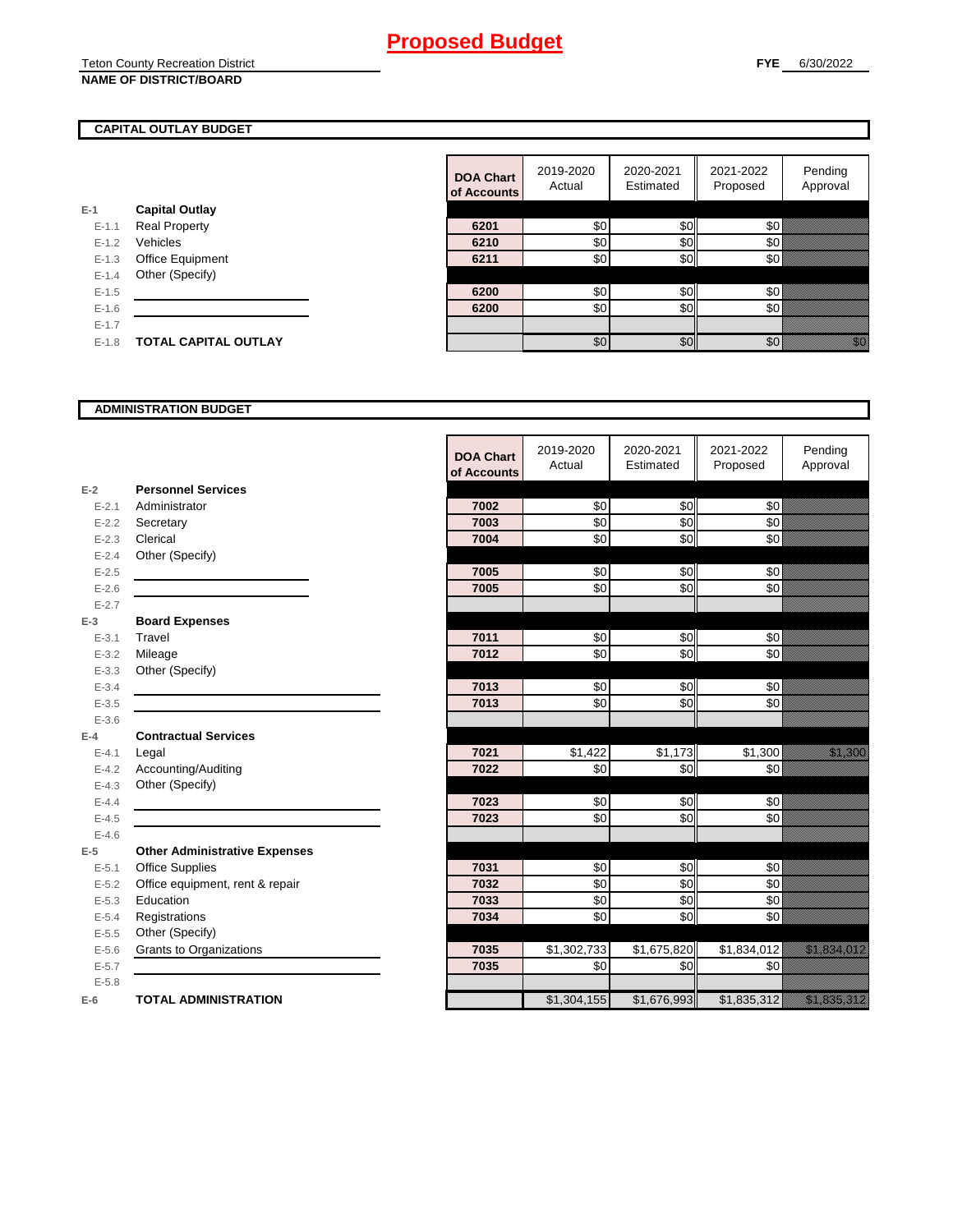# Proposed Budget

Teton County Recreation District
**NAME OF DISTRICT/BOARD**

**FYE** 6/30/2022

## CAPITAL OUTLAY BUDGET

| | | DOA Chart of Accounts | 2019-2020 Actual | 2020-2021 Estimated | 2021-2022 Proposed | Pending Approval |
|---|---|---|---|---|---|---|
| E-1 | **Capital Outlay** | | | | | |
| E-1.1 | Real Property | 6201 | $0 | $0 | $0 | |
| E-1.2 | Vehicles | 6210 | $0 | $0 | $0 | |
| E-1.3 | Office Equipment | 6211 | $0 | $0 | $0 | |
| E-1.4 | Other (Specify) | | | | | |
| E-1.5 | | 6200 | $0 | $0 | $0 | |
| E-1.6 | | 6200 | $0 | $0 | $0 | |
| E-1.7 | | | | | | |
| E-1.8 | **TOTAL CAPITAL OUTLAY** | | $0 | $0 | $0 | $0 |

## ADMINISTRATION BUDGET

| | | DOA Chart of Accounts | 2019-2020 Actual | 2020-2021 Estimated | 2021-2022 Proposed | Pending Approval |
|---|---|---|---|---|---|---|
| E-2 | **Personnel Services** | | | | | |
| E-2.1 | Administrator | 7002 | $0 | $0 | $0 | |
| E-2.2 | Secretary | 7003 | $0 | $0 | $0 | |
| E-2.3 | Clerical | 7004 | $0 | $0 | $0 | |
| E-2.4 | Other (Specify) | | | | | |
| E-2.5 | | 7005 | $0 | $0 | $0 | |
| E-2.6 | | 7005 | $0 | $0 | $0 | |
| E-2.7 | | | | | | |
| E-3 | **Board Expenses** | | | | | |
| E-3.1 | Travel | 7011 | $0 | $0 | $0 | |
| E-3.2 | Mileage | 7012 | $0 | $0 | $0 | |
| E-3.3 | Other (Specify) | | | | | |
| E-3.4 | | 7013 | $0 | $0 | $0 | |
| E-3.5 | | 7013 | $0 | $0 | $0 | |
| E-3.6 | | | | | | |
| E-4 | **Contractual Services** | | | | | |
| E-4.1 | Legal | 7021 | $1,422 | $1,173 | $1,300 | $1,300 |
| E-4.2 | Accounting/Auditing | 7022 | $0 | $0 | $0 | |
| E-4.3 | Other (Specify) | | | | | |
| E-4.4 | | 7023 | $0 | $0 | $0 | |
| E-4.5 | | 7023 | $0 | $0 | $0 | |
| E-4.6 | | | | | | |
| E-5 | **Other Administrative Expenses** | | | | | |
| E-5.1 | Office Supplies | 7031 | $0 | $0 | $0 | |
| E-5.2 | Office equipment, rent & repair | 7032 | $0 | $0 | $0 | |
| E-5.3 | Education | 7033 | $0 | $0 | $0 | |
| E-5.4 | Registrations | 7034 | $0 | $0 | $0 | |
| E-5.5 | Other (Specify) | | | | | |
| E-5.6 | Grants to Organizations | 7035 | $1,302,733 | $1,675,820 | $1,834,012 | $1,834,012 |
| E-5.7 | | 7035 | $0 | $0 | $0 | |
| E-5.8 | | | | | | |
| E-6 | **TOTAL ADMINISTRATION** | | $1,304,155 | $1,676,993 | $1,835,312 | $1,835,312 |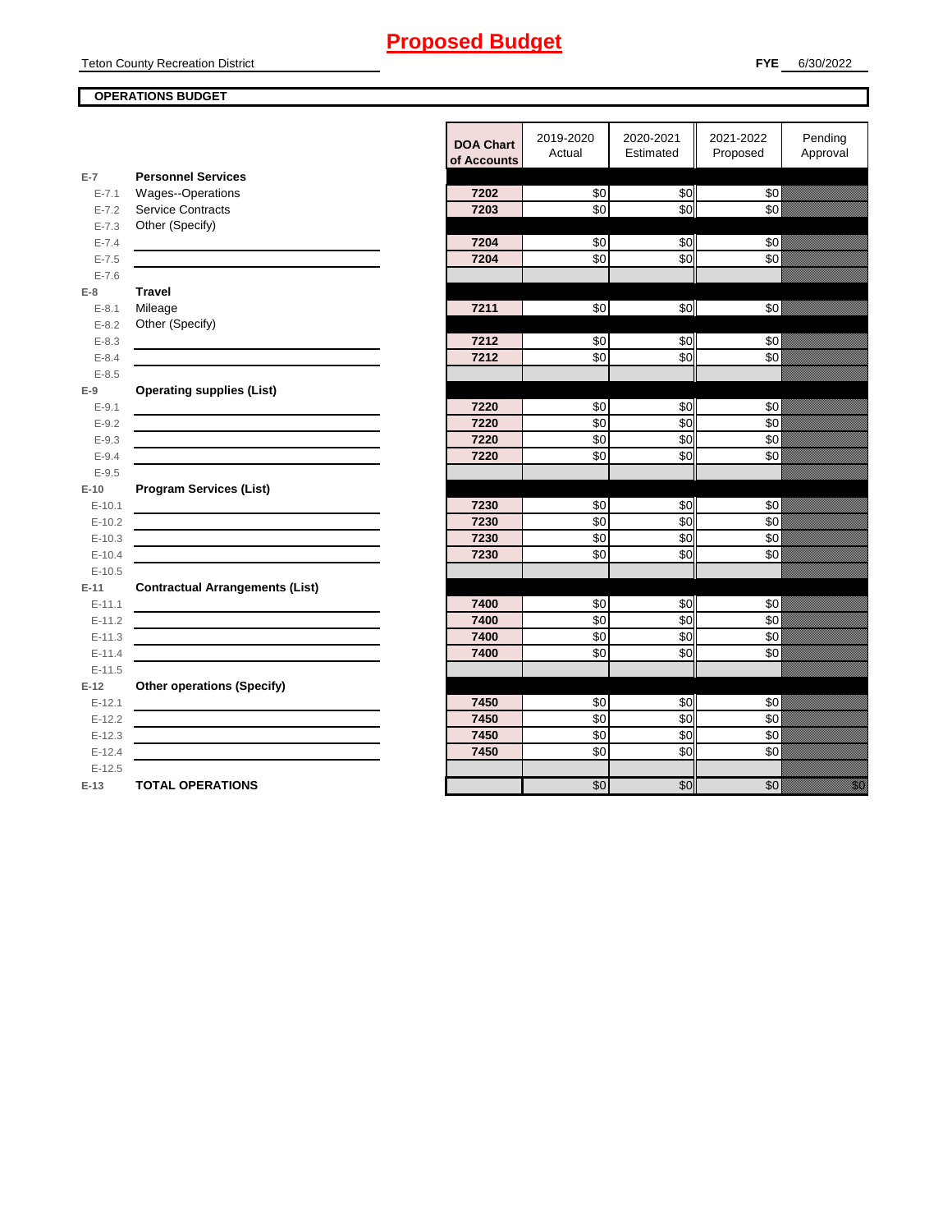# Proposed Budget

Teton County Recreation District

**FYE** 6/30/2022

**OPERATIONS BUDGET**

| | | DOA Chart of Accounts | 2019-2020 Actual | 2020-2021 Estimated | 2021-2022 Proposed | Pending Approval |
|---|---|---|---|---|---|---|
| **E-7** | **Personnel Services** | | | | | |
| E-7.1 | Wages--Operations | 7202 | $0 | $0 | $0 | |
| E-7.2 | Service Contracts | 7203 | $0 | $0 | $0 | |
| E-7.3 | Other (Specify) | | | | | |
| E-7.4 | | 7204 | $0 | $0 | $0 | |
| E-7.5 | | 7204 | $0 | $0 | $0 | |
| E-7.6 | | | | | | |
| **E-8** | **Travel** | | | | | |
| E-8.1 | Mileage | 7211 | $0 | $0 | $0 | |
| E-8.2 | Other (Specify) | | | | | |
| E-8.3 | | 7212 | $0 | $0 | $0 | |
| E-8.4 | | 7212 | $0 | $0 | $0 | |
| E-8.5 | | | | | | |
| **E-9** | **Operating supplies (List)** | | | | | |
| E-9.1 | | 7220 | $0 | $0 | $0 | |
| E-9.2 | | 7220 | $0 | $0 | $0 | |
| E-9.3 | | 7220 | $0 | $0 | $0 | |
| E-9.4 | | 7220 | $0 | $0 | $0 | |
| E-9.5 | | | | | | |
| **E-10** | **Program Services (List)** | | | | | |
| E-10.1 | | 7230 | $0 | $0 | $0 | |
| E-10.2 | | 7230 | $0 | $0 | $0 | |
| E-10.3 | | 7230 | $0 | $0 | $0 | |
| E-10.4 | | 7230 | $0 | $0 | $0 | |
| E-10.5 | | | | | | |
| **E-11** | **Contractual Arrangements (List)** | | | | | |
| E-11.1 | | 7400 | $0 | $0 | $0 | |
| E-11.2 | | 7400 | $0 | $0 | $0 | |
| E-11.3 | | 7400 | $0 | $0 | $0 | |
| E-11.4 | | 7400 | $0 | $0 | $0 | |
| E-11.5 | | | | | | |
| **E-12** | **Other operations (Specify)** | | | | | |
| E-12.1 | | 7450 | $0 | $0 | $0 | |
| E-12.2 | | 7450 | $0 | $0 | $0 | |
| E-12.3 | | 7450 | $0 | $0 | $0 | |
| E-12.4 | | 7450 | $0 | $0 | $0 | |
| E-12.5 | | | | | | |
| **E-13** | **TOTAL OPERATIONS** | | $0 | $0 | $0 | $0 |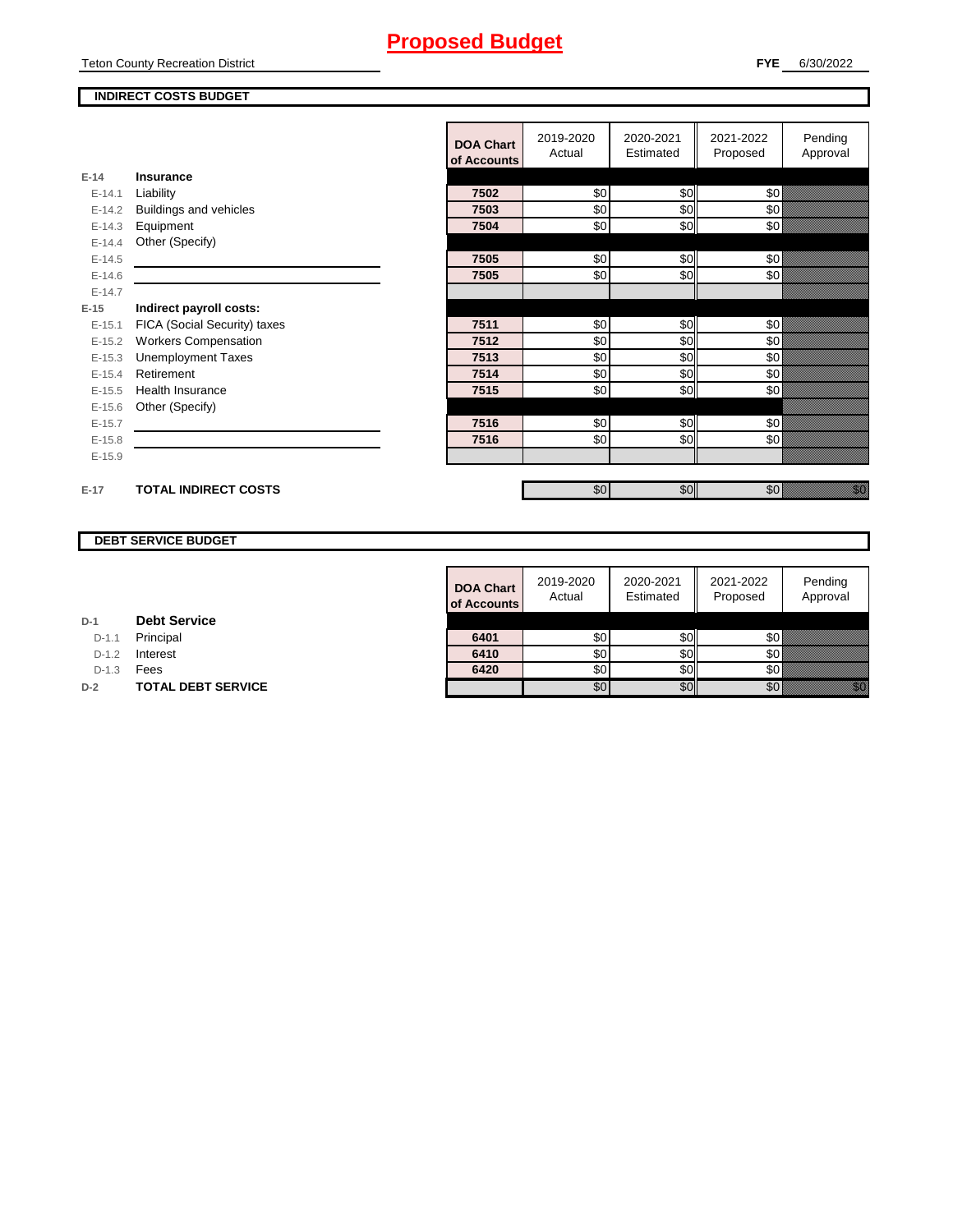# Proposed Budget

Teton County Recreation District

**FYE** 6/30/2022

**INDIRECT COSTS BUDGET**

| | | DOA Chart of Accounts | 2019-2020 Actual | 2020-2021 Estimated | 2021-2022 Proposed | Pending Approval |
|---|---|---|---|---|---|---|
| E-14 | **Insurance** | | | | | |
| E-14.1 | Liability | 7502 | $0 | $0 | $0 | |
| E-14.2 | Buildings and vehicles | 7503 | $0 | $0 | $0 | |
| E-14.3 | Equipment | 7504 | $0 | $0 | $0 | |
| E-14.4 | Other (Specify) | | | | | |
| E-14.5 | | 7505 | $0 | $0 | $0 | |
| E-14.6 | | 7505 | $0 | $0 | $0 | |
| E-14.7 | | | | | | |
| E-15 | **Indirect payroll costs:** | | | | | |
| E-15.1 | FICA (Social Security) taxes | 7511 | $0 | $0 | $0 | |
| E-15.2 | Workers Compensation | 7512 | $0 | $0 | $0 | |
| E-15.3 | Unemployment Taxes | 7513 | $0 | $0 | $0 | |
| E-15.4 | Retirement | 7514 | $0 | $0 | $0 | |
| E-15.5 | Health Insurance | 7515 | $0 | $0 | $0 | |
| E-15.6 | Other (Specify) | | | | | |
| E-15.7 | | 7516 | $0 | $0 | $0 | |
| E-15.8 | | 7516 | $0 | $0 | $0 | |
| E-15.9 | | | | | | |
| E-17 | **TOTAL INDIRECT COSTS** | | $0 | $0 | $0 | $0 |

**DEBT SERVICE BUDGET**

| | | DOA Chart of Accounts | 2019-2020 Actual | 2020-2021 Estimated | 2021-2022 Proposed | Pending Approval |
|---|---|---|---|---|---|---|
| D-1 | **Debt Service** | | | | | |
| D-1.1 | Principal | 6401 | $0 | $0 | $0 | |
| D-1.2 | Interest | 6410 | $0 | $0 | $0 | |
| D-1.3 | Fees | 6420 | $0 | $0 | $0 | |
| D-2 | **TOTAL DEBT SERVICE** | | $0 | $0 | $0 | $0 |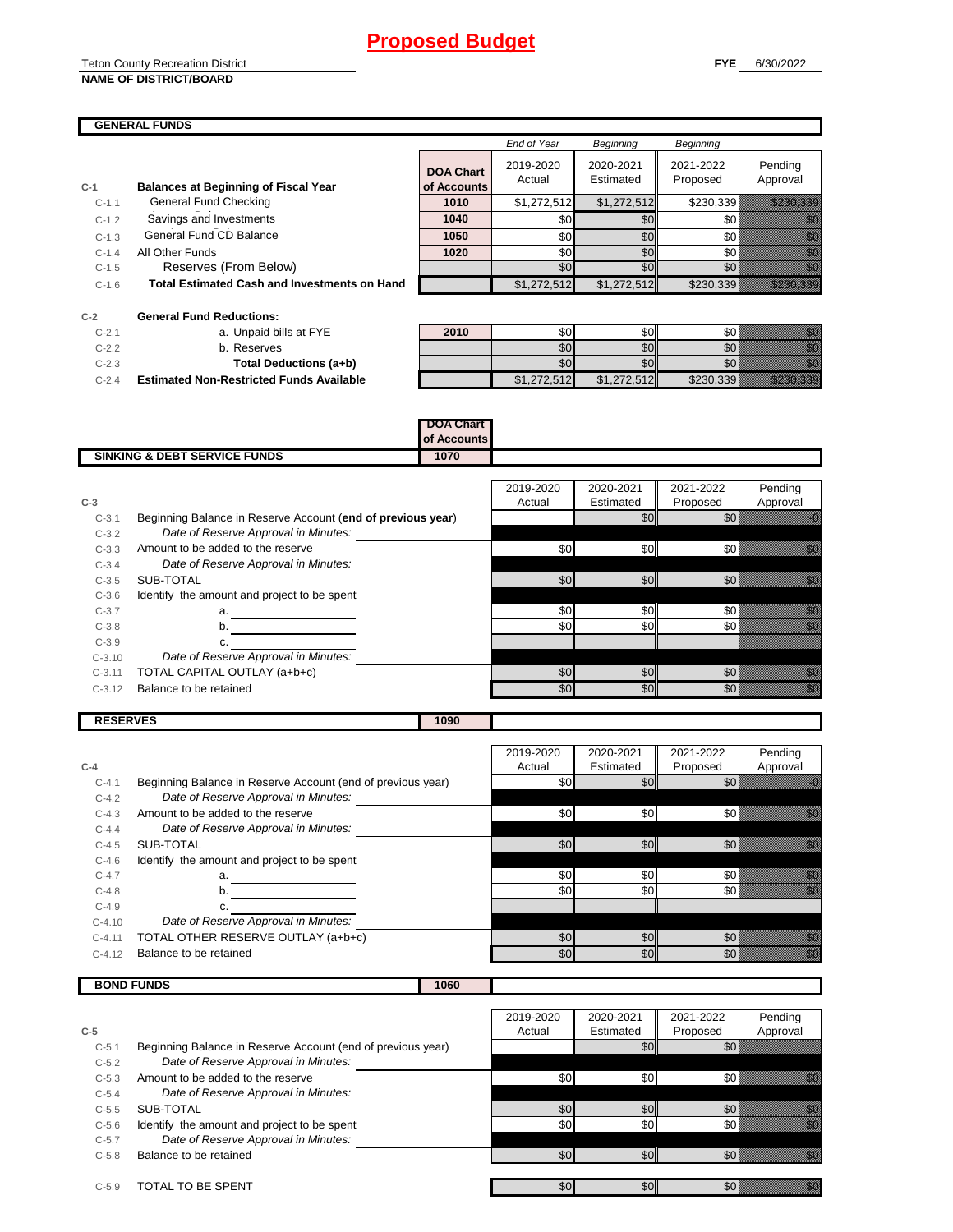# Proposed Budget

Teton County Recreation District
**NAME OF DISTRICT/BOARD**

**FYE** 6/30/2022

## GENERAL FUNDS

| | | DOA Chart of Accounts | End of Year 2019-2020 Actual | Beginning 2020-2021 Estimated | Beginning 2021-2022 Proposed | Pending Approval |
|---|---|---|---|---|---|---|
| C-1 | **Balances at Beginning of Fiscal Year** | | | | | |
| C-1.1 | General Fund Checking | 1010 | $1,272,512 | $1,272,512 | $230,339 | $230,339 |
| C-1.2 | Savings and Investments | 1040 | $0 | $0 | $0 | $0 |
| C-1.3 | General Fund CD Balance | 1050 | $0 | $0 | $0 | $0 |
| C-1.4 | All Other Funds | 1020 | $0 | $0 | $0 | $0 |
| C-1.5 | Reserves (From Below) | | $0 | $0 | $0 | $0 |
| C-1.6 | **Total Estimated Cash and Investments on Hand** | | $1,272,512 | $1,272,512 | $230,339 | $230,339 |
| C-2 | **General Fund Reductions:** | | | | | |
| C-2.1 | a. Unpaid bills at FYE | 2010 | $0 | $0 | $0 | $0 |
| C-2.2 | b. Reserves | | $0 | $0 | $0 | $0 |
| C-2.3 | **Total Deductions (a+b)** | | $0 | $0 | $0 | $0 |
| C-2.4 | **Estimated Non-Restricted Funds Available** | | $1,272,512 | $1,272,512 | $230,339 | $230,339 |

## SINKING & DEBT SERVICE FUNDS (DOA Chart of Accounts 1070)

| C-3 | | 2019-2020 Actual | 2020-2021 Estimated | 2021-2022 Proposed | Pending Approval |
|---|---|---|---|---|---|
| C-3.1 | Beginning Balance in Reserve Account (**end of previous year**) | | $0 | $0 | 0 |
| C-3.2 | *Date of Reserve Approval in Minutes:* | | | | |
| C-3.3 | Amount to be added to the reserve | $0 | $0 | $0 | $0 |
| C-3.4 | *Date of Reserve Approval in Minutes:* | | | | |
| C-3.5 | SUB-TOTAL | $0 | $0 | $0 | $0 |
| C-3.6 | Identify the amount and project to be spent | | | | |
| C-3.7 | a. | $0 | $0 | $0 | $0 |
| C-3.8 | b. | $0 | $0 | $0 | $0 |
| C-3.9 | c. | | | | |
| C-3.10 | *Date of Reserve Approval in Minutes:* | | | | |
| C-3.11 | TOTAL CAPITAL OUTLAY (a+b+c) | $0 | $0 | $0 | $0 |
| C-3.12 | Balance to be retained | $0 | $0 | $0 | $0 |

## RESERVES (1090)

| C-4 | | 2019-2020 Actual | 2020-2021 Estimated | 2021-2022 Proposed | Pending Approval |
|---|---|---|---|---|---|
| C-4.1 | Beginning Balance in Reserve Account (end of previous year) | $0 | $0 | $0 | 0 |
| C-4.2 | *Date of Reserve Approval in Minutes:* | | | | |
| C-4.3 | Amount to be added to the reserve | $0 | $0 | $0 | $0 |
| C-4.4 | *Date of Reserve Approval in Minutes:* | | | | |
| C-4.5 | SUB-TOTAL | $0 | $0 | $0 | $0 |
| C-4.6 | Identify the amount and project to be spent | | | | |
| C-4.7 | a. | $0 | $0 | $0 | $0 |
| C-4.8 | b. | $0 | $0 | $0 | $0 |
| C-4.9 | c. | | | | |
| C-4.10 | *Date of Reserve Approval in Minutes:* | | | | |
| C-4.11 | TOTAL OTHER RESERVE OUTLAY (a+b+c) | $0 | $0 | $0 | $0 |
| C-4.12 | Balance to be retained | $0 | $0 | $0 | $0 |

## BOND FUNDS (1060)

| C-5 | | 2019-2020 Actual | 2020-2021 Estimated | 2021-2022 Proposed | Pending Approval |
|---|---|---|---|---|---|
| C-5.1 | Beginning Balance in Reserve Account (end of previous year) | | $0 | $0 | |
| C-5.2 | *Date of Reserve Approval in Minutes:* | | | | |
| C-5.3 | Amount to be added to the reserve | $0 | $0 | $0 | $0 |
| C-5.4 | *Date of Reserve Approval in Minutes:* | | | | |
| C-5.5 | SUB-TOTAL | $0 | $0 | $0 | $0 |
| C-5.6 | Identify the amount and project to be spent | $0 | $0 | $0 | $0 |
| C-5.7 | *Date of Reserve Approval in Minutes:* | | | | |
| C-5.8 | Balance to be retained | $0 | $0 | $0 | $0 |
| C-5.9 | TOTAL TO BE SPENT | $0 | $0 | $0 | $0 |